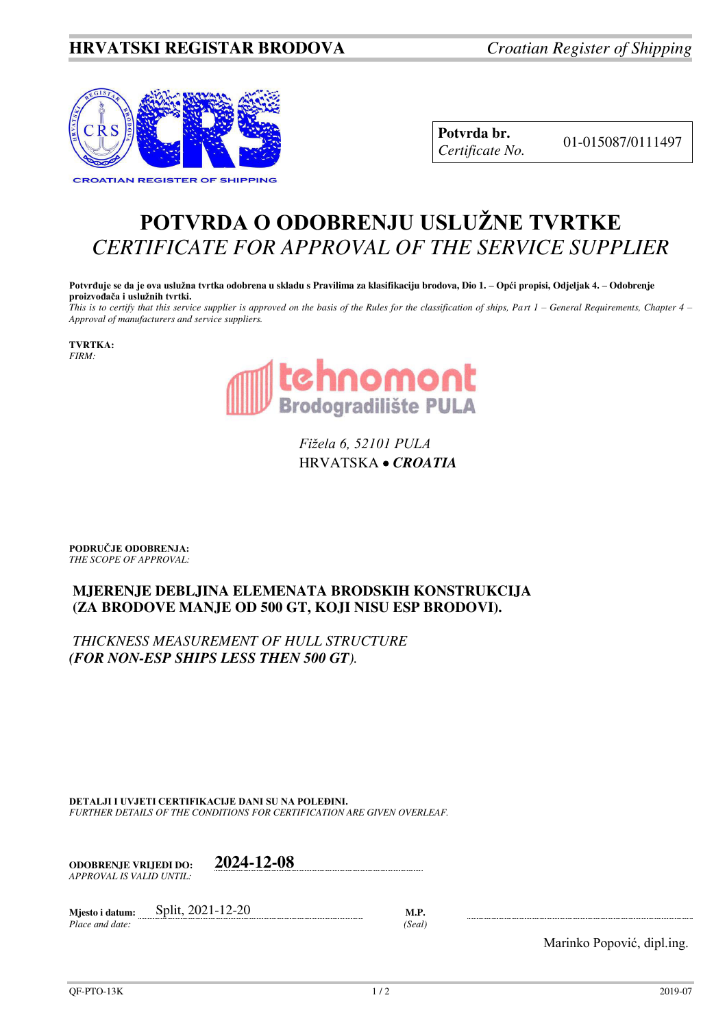# POTVRDA O ODOBRENJU USLUŽNE TVRTKE
## *CERTIFICATE FOR APPROVAL OF THE SERVICE SUPPLIER*

| **Potvrda br.** *Certificate No.* | 01-015087/0111497 |
|---|---|

**Potvrđuje se da je ova uslužna tvrtka odobrena u skladu s Pravilima za klasifikaciju brodova, Dio 1. – Opći propisi, Odjeljak 4. – Odobrenje proizvođača i uslužnih tvrtki.**
*This is to certify that this service supplier is approved on the basis of the Rules for the classification of ships, Part 1 – General Requirements, Chapter 4 – Approval of manufacturers and service suppliers.*

**TVRTKA:**
*FIRM:*

tehnomont
Brodogradilište PULA

*Fižela 6, 52101 PULA*
HRVATSKA • ***CROATIA***

**PODRUČJE ODOBRENJA:**
*THE SCOPE OF APPROVAL:*

**MJERENJE DEBLJINA ELEMENATA BRODSKIH KONSTRUKCIJA (ZA BRODOVE MANJE OD 500 GT, KOJI NISU ESP BRODOVI).**

*THICKNESS MEASUREMENT OF HULL STRUCTURE* ***(FOR NON-ESP SHIPS LESS THEN 500 GT****).*

**DETALJI I UVJETI CERTIFIKACIJE DANI SU NA POLEĐINI.**
*FURTHER DETAILS OF THE CONDITIONS FOR CERTIFICATION ARE GIVEN OVERLEAF.*

**ODOBRENJE VRIJEDI DO:** *APPROVAL IS VALID UNTIL:* **2024-12-08**

**Mjesto i datum:** *Place and date:* Split, 2021-12-20

**M.P.** *(Seal)*

Marinko Popović, dipl.ing.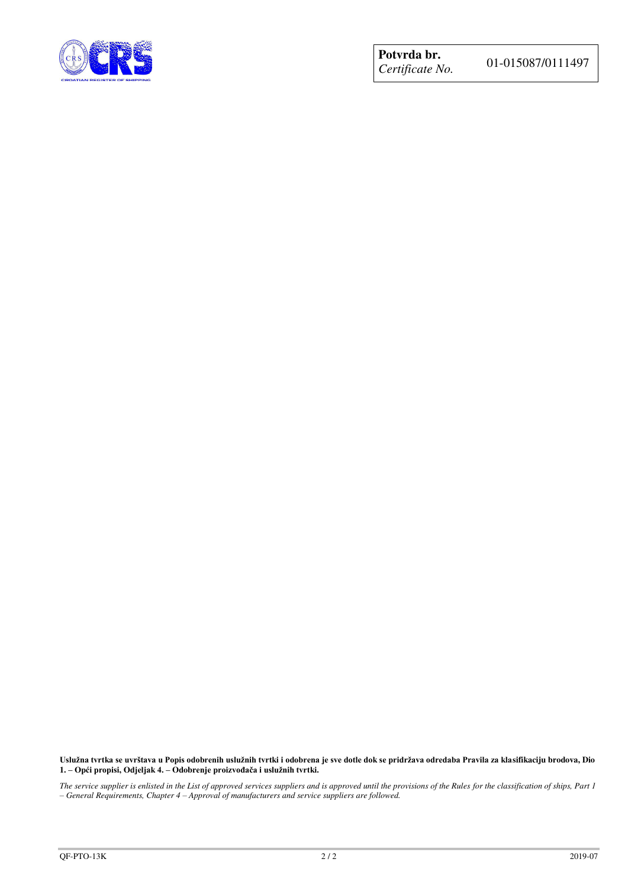| Potvrda br. *Certificate No.* | 01-015087/0111497 |
| --- | --- |

**Uslužna tvrtka se uvrštava u Popis odobrenih uslužnih tvrtki i odobrena je sve dotle dok se pridržava odredaba Pravila za klasifikaciju brodova, Dio 1. – Opći propisi, Odjeljak 4. – Odobrenje proizvođača i uslužnih tvrtki.**

*The service supplier is enlisted in the List of approved services suppliers and is approved until the provisions of the Rules for the classification of ships, Part 1 – General Requirements, Chapter 4 – Approval of manufacturers and service suppliers are followed.*

QF-PTO-13K 2019-07